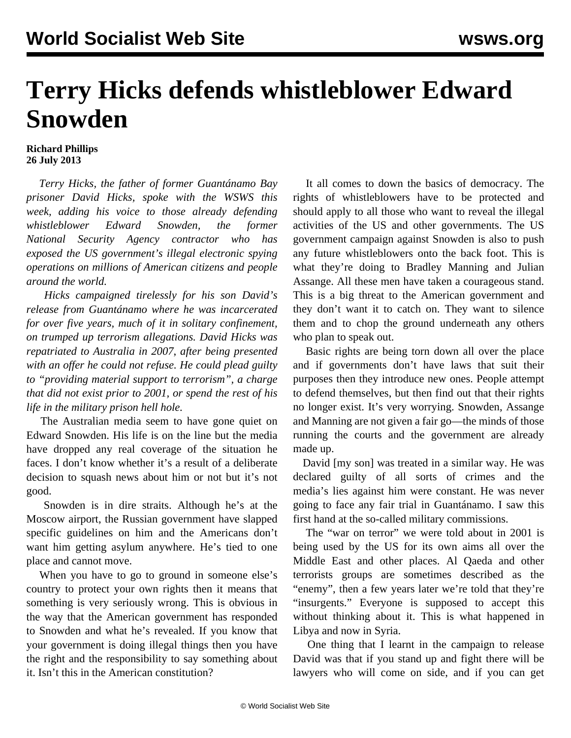# Terry Hicks defends whistleblower Edward Snowden

**Richard Phillips**
**26 July 2013**

*Terry Hicks, the father of former Guantánamo Bay prisoner David Hicks, spoke with the WSWS this week, adding his voice to those already defending whistleblower Edward Snowden, the former National Security Agency contractor who has exposed the US government's illegal electronic spying operations on millions of American citizens and people around the world.*

*Hicks campaigned tirelessly for his son David's release from Guantánamo where he was incarcerated for over five years, much of it in solitary confinement, on trumped up terrorism allegations. David Hicks was repatriated to Australia in 2007, after being presented with an offer he could not refuse. He could plead guilty to "providing material support to terrorism", a charge that did not exist prior to 2001, or spend the rest of his life in the military prison hell hole.*

The Australian media seem to have gone quiet on Edward Snowden. His life is on the line but the media have dropped any real coverage of the situation he faces. I don't know whether it's a result of a deliberate decision to squash news about him or not but it's not good.

Snowden is in dire straits. Although he's at the Moscow airport, the Russian government have slapped specific guidelines on him and the Americans don't want him getting asylum anywhere. He's tied to one place and cannot move.

When you have to go to ground in someone else's country to protect your own rights then it means that something is very seriously wrong. This is obvious in the way that the American government has responded to Snowden and what he's revealed. If you know that your government is doing illegal things then you have the right and the responsibility to say something about it. Isn't this in the American constitution?

It all comes to down the basics of democracy. The rights of whistleblowers have to be protected and should apply to all those who want to reveal the illegal activities of the US and other governments. The US government campaign against Snowden is also to push any future whistleblowers onto the back foot. This is what they're doing to Bradley Manning and Julian Assange. All these men have taken a courageous stand. This is a big threat to the American government and they don't want it to catch on. They want to silence them and to chop the ground underneath any others who plan to speak out.

Basic rights are being torn down all over the place and if governments don't have laws that suit their purposes then they introduce new ones. People attempt to defend themselves, but then find out that their rights no longer exist. It's very worrying. Snowden, Assange and Manning are not given a fair go—the minds of those running the courts and the government are already made up.

David [my son] was treated in a similar way. He was declared guilty of all sorts of crimes and the media's lies against him were constant. He was never going to face any fair trial in Guantánamo. I saw this first hand at the so-called military commissions.

The "war on terror" we were told about in 2001 is being used by the US for its own aims all over the Middle East and other places. Al Qaeda and other terrorists groups are sometimes described as the "enemy", then a few years later we're told that they're "insurgents." Everyone is supposed to accept this without thinking about it. This is what happened in Libya and now in Syria.

One thing that I learnt in the campaign to release David was that if you stand up and fight there will be lawyers who will come on side, and if you can get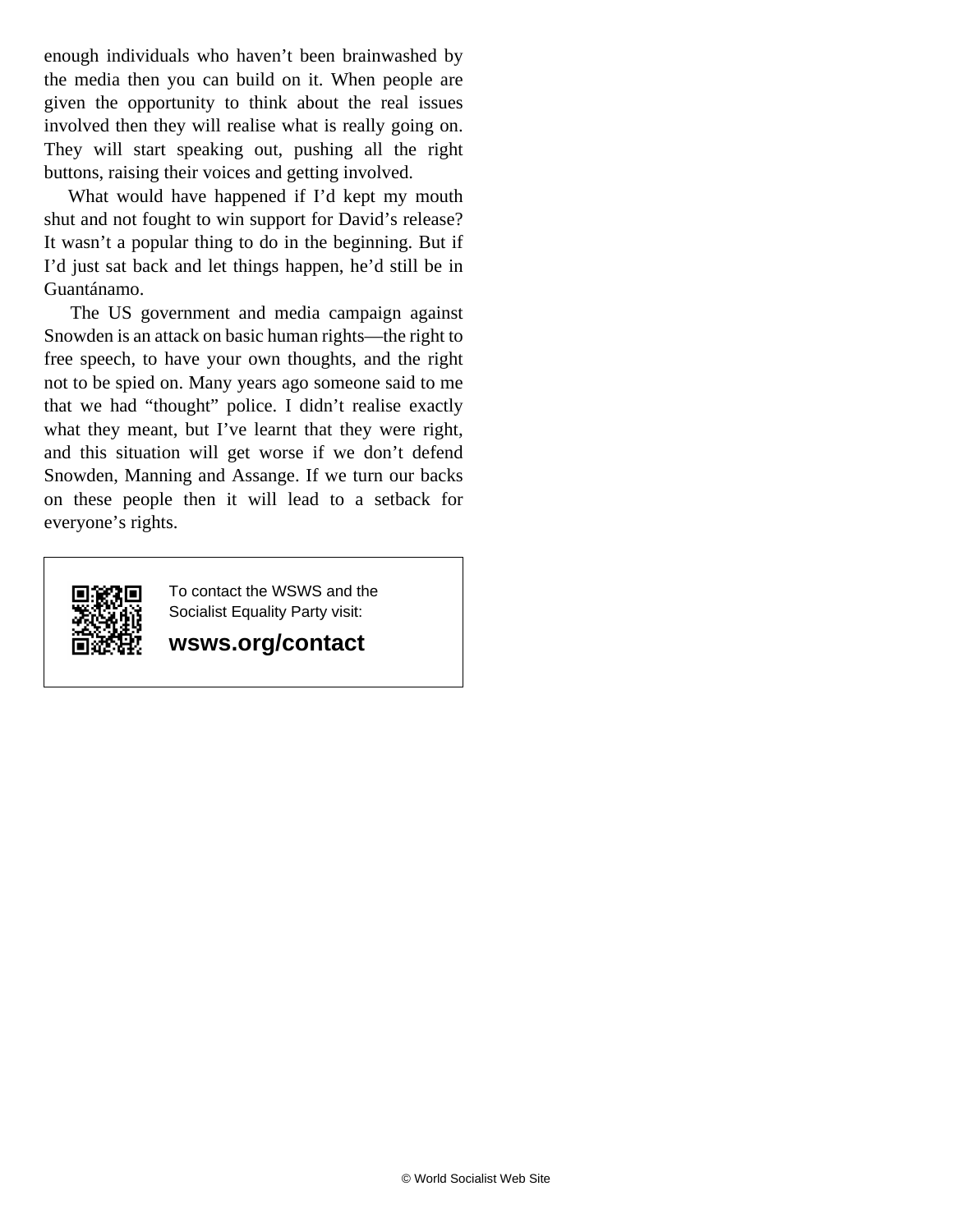enough individuals who haven't been brainwashed by the media then you can build on it. When people are given the opportunity to think about the real issues involved then they will realise what is really going on. They will start speaking out, pushing all the right buttons, raising their voices and getting involved.

What would have happened if I'd kept my mouth shut and not fought to win support for David's release? It wasn't a popular thing to do in the beginning. But if I'd just sat back and let things happen, he'd still be in Guantánamo.

The US government and media campaign against Snowden is an attack on basic human rights—the right to free speech, to have your own thoughts, and the right not to be spied on. Many years ago someone said to me that we had "thought" police. I didn't realise exactly what they meant, but I've learnt that they were right, and this situation will get worse if we don't defend Snowden, Manning and Assange. If we turn our backs on these people then it will lead to a setback for everyone's rights.

To contact the WSWS and the Socialist Equality Party visit:

**wsws.org/contact**